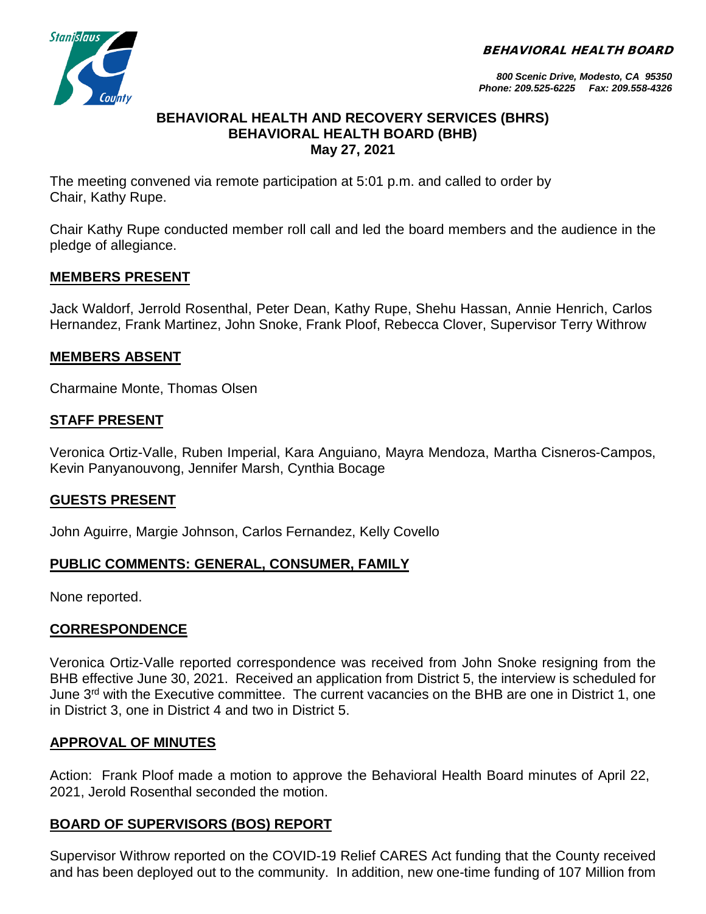BEHAVIORAL HEALTH BOARD

*800 Scenic Drive, Modesto, CA 95350*
*Phone: 209.525-6225 Fax: 209.558-4326*

**BEHAVIORAL HEALTH AND RECOVERY SERVICES (BHRS)**
**BEHAVIORAL HEALTH BOARD (BHB)**
**May 27, 2021**

The meeting convened via remote participation at 5:01 p.m. and called to order by Chair, Kathy Rupe.

Chair Kathy Rupe conducted member roll call and led the board members and the audience in the pledge of allegiance.

## MEMBERS PRESENT

Jack Waldorf, Jerrold Rosenthal, Peter Dean, Kathy Rupe, Shehu Hassan, Annie Henrich, Carlos Hernandez, Frank Martinez, John Snoke, Frank Ploof, Rebecca Clover, Supervisor Terry Withrow

## MEMBERS ABSENT

Charmaine Monte, Thomas Olsen

## STAFF PRESENT

Veronica Ortiz-Valle, Ruben Imperial, Kara Anguiano, Mayra Mendoza, Martha Cisneros-Campos, Kevin Panyanouvong, Jennifer Marsh, Cynthia Bocage

## GUESTS PRESENT

John Aguirre, Margie Johnson, Carlos Fernandez, Kelly Covello

## PUBLIC COMMENTS: GENERAL, CONSUMER, FAMILY

None reported.

## CORRESPONDENCE

Veronica Ortiz-Valle reported correspondence was received from John Snoke resigning from the BHB effective June 30, 2021. Received an application from District 5, the interview is scheduled for June 3rd with the Executive committee. The current vacancies on the BHB are one in District 1, one in District 3, one in District 4 and two in District 5.

## APPROVAL OF MINUTES

Action: Frank Ploof made a motion to approve the Behavioral Health Board minutes of April 22, 2021, Jerold Rosenthal seconded the motion.

## BOARD OF SUPERVISORS (BOS) REPORT

Supervisor Withrow reported on the COVID-19 Relief CARES Act funding that the County received and has been deployed out to the community. In addition, new one-time funding of 107 Million from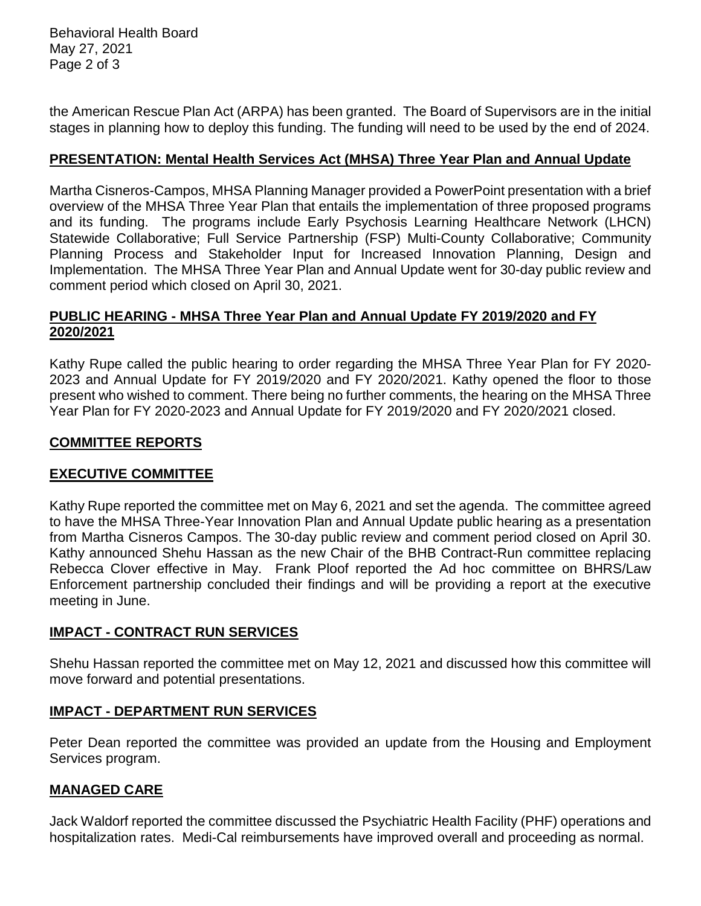the American Rescue Plan Act (ARPA) has been granted. The Board of Supervisors are in the initial stages in planning how to deploy this funding. The funding will need to be used by the end of 2024.

## PRESENTATION: Mental Health Services Act (MHSA) Three Year Plan and Annual Update

Martha Cisneros-Campos, MHSA Planning Manager provided a PowerPoint presentation with a brief overview of the MHSA Three Year Plan that entails the implementation of three proposed programs and its funding. The programs include Early Psychosis Learning Healthcare Network (LHCN) Statewide Collaborative; Full Service Partnership (FSP) Multi-County Collaborative; Community Planning Process and Stakeholder Input for Increased Innovation Planning, Design and Implementation. The MHSA Three Year Plan and Annual Update went for 30-day public review and comment period which closed on April 30, 2021.

## PUBLIC HEARING - MHSA Three Year Plan and Annual Update FY 2019/2020 and FY 2020/2021

Kathy Rupe called the public hearing to order regarding the MHSA Three Year Plan for FY 2020-2023 and Annual Update for FY 2019/2020 and FY 2020/2021. Kathy opened the floor to those present who wished to comment. There being no further comments, the hearing on the MHSA Three Year Plan for FY 2020-2023 and Annual Update for FY 2019/2020 and FY 2020/2021 closed.

## COMMITTEE REPORTS

## EXECUTIVE COMMITTEE

Kathy Rupe reported the committee met on May 6, 2021 and set the agenda. The committee agreed to have the MHSA Three-Year Innovation Plan and Annual Update public hearing as a presentation from Martha Cisneros Campos. The 30-day public review and comment period closed on April 30. Kathy announced Shehu Hassan as the new Chair of the BHB Contract-Run committee replacing Rebecca Clover effective in May. Frank Ploof reported the Ad hoc committee on BHRS/Law Enforcement partnership concluded their findings and will be providing a report at the executive meeting in June.

## IMPACT - CONTRACT RUN SERVICES

Shehu Hassan reported the committee met on May 12, 2021 and discussed how this committee will move forward and potential presentations.

## IMPACT - DEPARTMENT RUN SERVICES

Peter Dean reported the committee was provided an update from the Housing and Employment Services program.

## MANAGED CARE

Jack Waldorf reported the committee discussed the Psychiatric Health Facility (PHF) operations and hospitalization rates. Medi-Cal reimbursements have improved overall and proceeding as normal.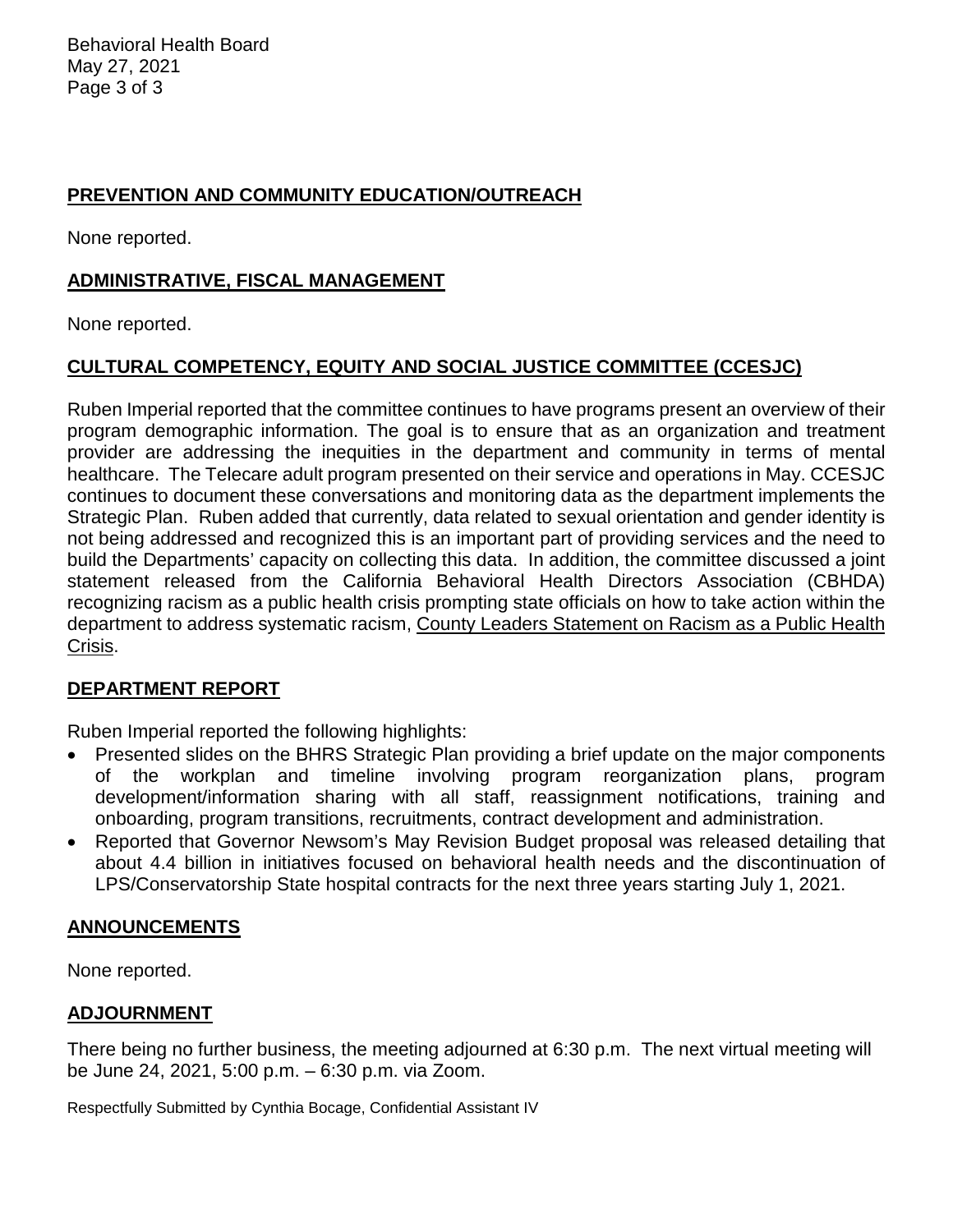## PREVENTION AND COMMUNITY EDUCATION/OUTREACH

None reported.

## ADMINISTRATIVE, FISCAL MANAGEMENT

None reported.

## CULTURAL COMPETENCY, EQUITY AND SOCIAL JUSTICE COMMITTEE (CCESJC)

Ruben Imperial reported that the committee continues to have programs present an overview of their program demographic information. The goal is to ensure that as an organization and treatment provider are addressing the inequities in the department and community in terms of mental healthcare. The Telecare adult program presented on their service and operations in May. CCESJC continues to document these conversations and monitoring data as the department implements the Strategic Plan. Ruben added that currently, data related to sexual orientation and gender identity is not being addressed and recognized this is an important part of providing services and the need to build the Departments' capacity on collecting this data. In addition, the committee discussed a joint statement released from the California Behavioral Health Directors Association (CBHDA) recognizing racism as a public health crisis prompting state officials on how to take action within the department to address systematic racism, County Leaders Statement on Racism as a Public Health Crisis.

## DEPARTMENT REPORT

Ruben Imperial reported the following highlights:

- Presented slides on the BHRS Strategic Plan providing a brief update on the major components of the workplan and timeline involving program reorganization plans, program development/information sharing with all staff, reassignment notifications, training and onboarding, program transitions, recruitments, contract development and administration.
- Reported that Governor Newsom's May Revision Budget proposal was released detailing that about 4.4 billion in initiatives focused on behavioral health needs and the discontinuation of LPS/Conservatorship State hospital contracts for the next three years starting July 1, 2021.

## ANNOUNCEMENTS

None reported.

## ADJOURNMENT

There being no further business, the meeting adjourned at 6:30 p.m. The next virtual meeting will be June 24, 2021, 5:00 p.m. – 6:30 p.m. via Zoom.

Respectfully Submitted by Cynthia Bocage, Confidential Assistant IV